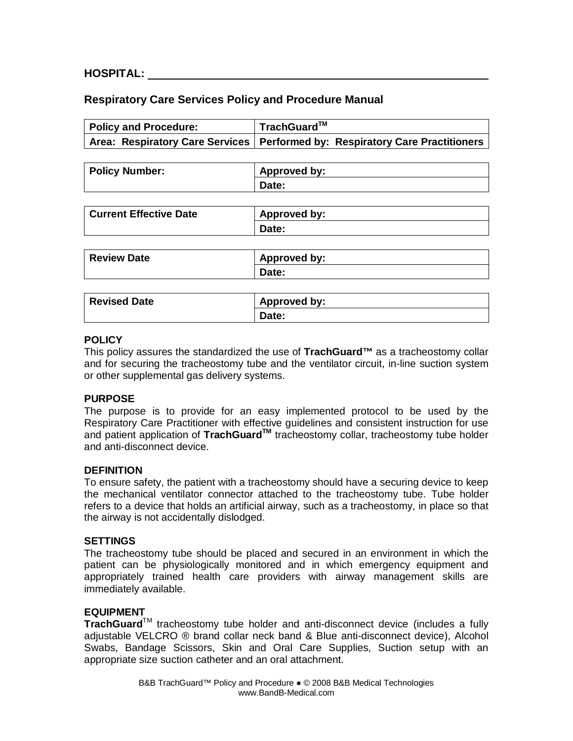**HOSPITAL:** \_\_\_\_\_\_\_\_\_\_\_\_\_\_\_\_\_\_\_\_\_\_\_\_\_\_\_\_\_\_\_\_\_\_\_\_\_\_\_\_\_\_\_\_\_\_\_\_

## Respiratory Care Services Policy and Procedure Manual

| **Policy and Procedure:** | **TrachGuard™** |
|---|---|
| **Area: Respiratory Care Services** | **Performed by: Respiratory Care Practitioners** |

| **Policy Number:** | **Approved by:** |
|---|---|
| | **Date:** |

| **Current Effective Date** | **Approved by:** |
|---|---|
| | **Date:** |

| **Review Date** | **Approved by:** |
|---|---|
| | **Date:** |

| **Revised Date** | **Approved by:** |
|---|---|
| | **Date:** |

**POLICY**

This policy assures the standardized the use of **TrachGuard™** as a tracheostomy collar and for securing the tracheostomy tube and the ventilator circuit, in-line suction system or other supplemental gas delivery systems.

**PURPOSE**

The purpose is to provide for an easy implemented protocol to be used by the Respiratory Care Practitioner with effective guidelines and consistent instruction for use and patient application of **TrachGuard™** tracheostomy collar, tracheostomy tube holder and anti-disconnect device.

**DEFINITION**

To ensure safety, the patient with a tracheostomy should have a securing device to keep the mechanical ventilator connector attached to the tracheostomy tube. Tube holder refers to a device that holds an artificial airway, such as a tracheostomy, in place so that the airway is not accidentally dislodged.

**SETTINGS**

The tracheostomy tube should be placed and secured in an environment in which the patient can be physiologically monitored and in which emergency equipment and appropriately trained health care providers with airway management skills are immediately available.

**EQUIPMENT**

**TrachGuard**™ tracheostomy tube holder and anti-disconnect device (includes a fully adjustable VELCRO ® brand collar neck band & Blue anti-disconnect device), Alcohol Swabs, Bandage Scissors, Skin and Oral Care Supplies, Suction setup with an appropriate size suction catheter and an oral attachment.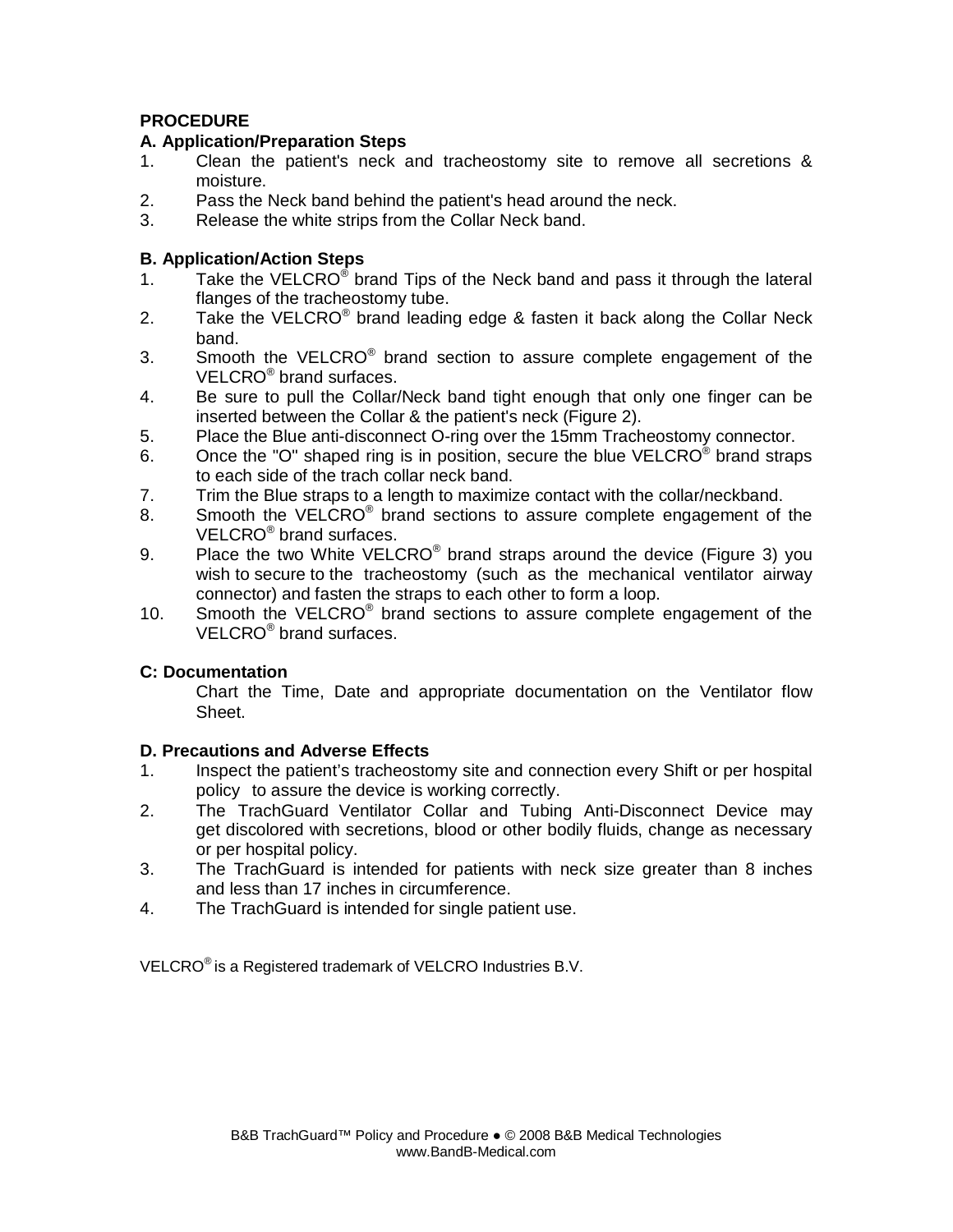## PROCEDURE

### A. Application/Preparation Steps

1. Clean the patient's neck and tracheostomy site to remove all secretions & moisture.
2. Pass the Neck band behind the patient's head around the neck.
3. Release the white strips from the Collar Neck band.

### B. Application/Action Steps

1. Take the VELCRO® brand Tips of the Neck band and pass it through the lateral flanges of the tracheostomy tube.
2. Take the VELCRO® brand leading edge & fasten it back along the Collar Neck band.
3. Smooth the VELCRO® brand section to assure complete engagement of the VELCRO® brand surfaces.
4. Be sure to pull the Collar/Neck band tight enough that only one finger can be inserted between the Collar & the patient's neck (Figure 2).
5. Place the Blue anti-disconnect O-ring over the 15mm Tracheostomy connector.
6. Once the "O" shaped ring is in position, secure the blue VELCRO® brand straps to each side of the trach collar neck band.
7. Trim the Blue straps to a length to maximize contact with the collar/neckband.
8. Smooth the VELCRO® brand sections to assure complete engagement of the VELCRO® brand surfaces.
9. Place the two White VELCRO® brand straps around the device (Figure 3) you wish to secure to the tracheostomy (such as the mechanical ventilator airway connector) and fasten the straps to each other to form a loop.
10. Smooth the VELCRO® brand sections to assure complete engagement of the VELCRO® brand surfaces.

### C: Documentation

Chart the Time, Date and appropriate documentation on the Ventilator flow Sheet.

### D. Precautions and Adverse Effects

1. Inspect the patient's tracheostomy site and connection every Shift or per hospital policy to assure the device is working correctly.
2. The TrachGuard Ventilator Collar and Tubing Anti-Disconnect Device may get discolored with secretions, blood or other bodily fluids, change as necessary or per hospital policy.
3. The TrachGuard is intended for patients with neck size greater than 8 inches and less than 17 inches in circumference.
4. The TrachGuard is intended for single patient use.

VELCRO® is a Registered trademark of VELCRO Industries B.V.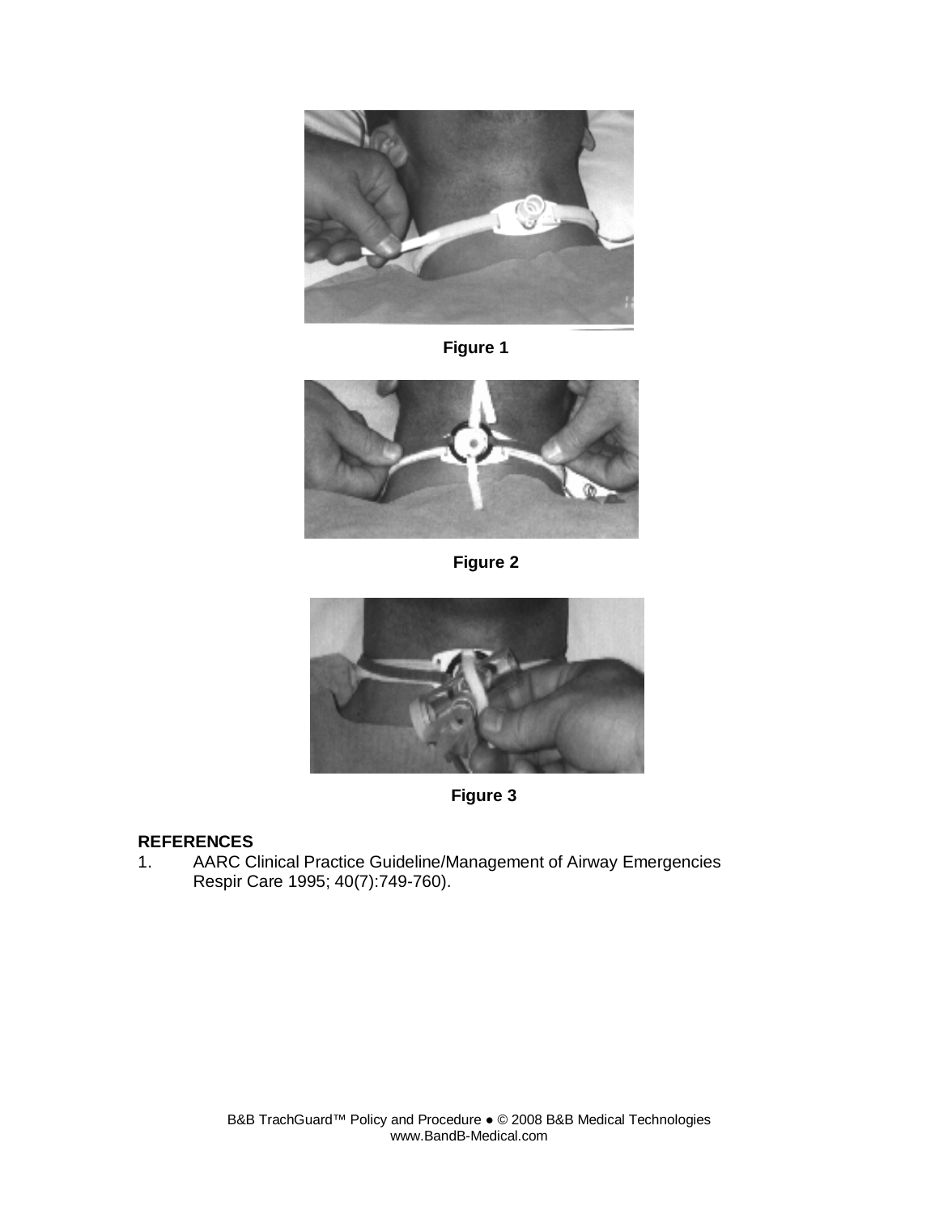Figure 1

Figure 2

Figure 3

## REFERENCES

1. AARC Clinical Practice Guideline/Management of Airway Emergencies Respir Care 1995; 40(7):749-760).